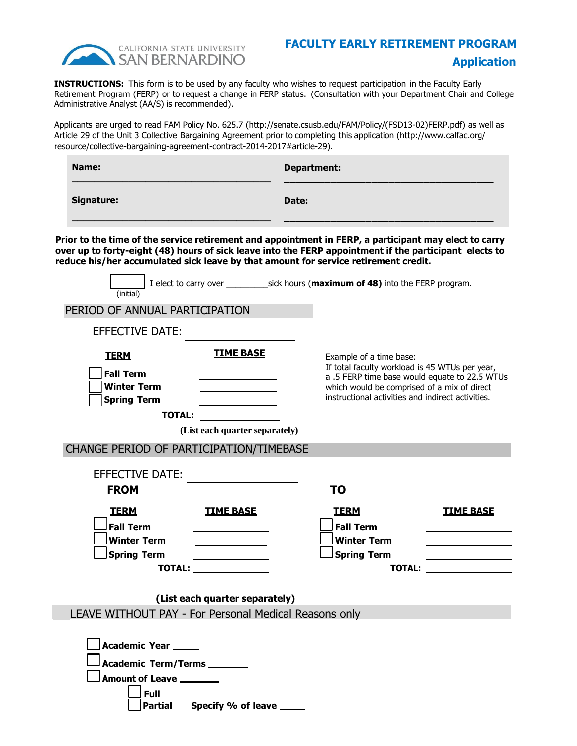CALIFORNIA STATE UNIVERSITY SAN BERNARDINO

# FACULTY EARLY RETIREMENT PROGRAM

## Application

**INSTRUCTIONS:** This form is to be used by any faculty who wishes to request participation in the Faculty Early Retirement Program (FERP) or to request a change in FERP status. (Consultation with your Department Chair and College Administrative Analyst (AA/S) is recommended).

Applicants are urged to read FAM Policy No. 625.7 (http://senate.csusb.edu/FAM/Policy/(FSD13-02)FERP.pdf) as well as Article 29 of the Unit 3 Collective Bargaining Agreement prior to completing this application (http://www.calfac.org/resource/collective-bargaining-agreement-contract-2014-2017#article-29).

| | |
|---|---|
| **Name:** ______________________ | **Department:** ______________________ |
| **Signature:** ______________________ | **Date:** ______________________ |

**Prior to the time of the service retirement and appointment in FERP, a participant may elect to carry over up to forty-eight (48) hours of sick leave into the FERP appointment if the participant elects to reduce his/her accumulated sick leave by that amount for service retirement credit.**

☐ (initial) I elect to carry over _________sick hours (**maximum of 48)** into the FERP program.

## PERIOD OF ANNUAL PARTICIPATION

EFFECTIVE DATE: ________________

| **TERM** | **TIME BASE** |
|---|---|
| ☐ **Fall Term** | ____________ |
| ☐ **Winter Term** | ____________ |
| ☐ **Spring Term** | ____________ |
| **TOTAL:** | ____________ |

**(List each quarter separately)**

Example of a time base:
If total faculty workload is 45 WTUs per year, a .5 FERP time base would equate to 22.5 WTUs which would be comprised of a mix of direct instructional activities and indirect activities.

## CHANGE PERIOD OF PARTICIPATION/TIMEBASE

EFFECTIVE DATE: ________________

**FROM**

| **TERM** | **TIME BASE** |
|---|---|
| ☐ **Fall Term** | ____________ |
| ☐ **Winter Term** | ____________ |
| ☐ **Spring Term** | ____________ |
| **TOTAL:** | ____________ |

**TO**

| **TERM** | **TIME BASE** |
|---|---|
| ☐ **Fall Term** | ____________ |
| ☐ **Winter Term** | ____________ |
| ☐ **Spring Term** | ____________ |
| **TOTAL:** | ____________ |

**(List each quarter separately)**

## LEAVE WITHOUT PAY - For Personal Medical Reasons only

☐ **Academic Year** _____

☐ **Academic Term/Terms** _______

☐ **Amount of Leave** _______

- ☐ **Full**
- ☐ **Partial** **Specify % of leave** _____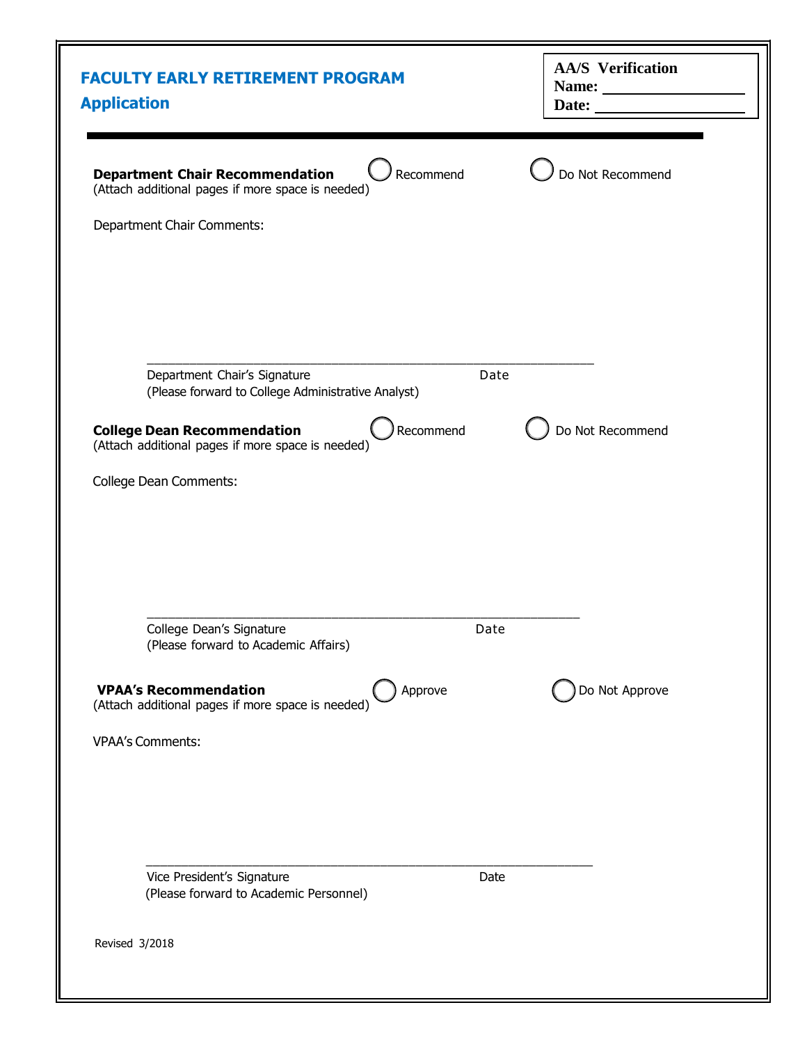# FACULTY EARLY RETIREMENT PROGRAM
## Application

**AA/S Verification**
**Name:** ____________________
**Date:** ____________________

---

**Department Chair Recommendation** ◯ Recommend ◯ Do Not Recommend
(Attach additional pages if more space is needed)

Department Chair Comments:

_______________________________________________________________

Department Chair's Signature Date
(Please forward to College Administrative Analyst)

**College Dean Recommendation** ◯ Recommend ◯ Do Not Recommend
(Attach additional pages if more space is needed)

College Dean Comments:

_______________________________________________________________

College Dean's Signature Date
(Please forward to Academic Affairs)

**VPAA's Recommendation** ◯ Approve ◯ Do Not Approve
(Attach additional pages if more space is needed)

VPAA's Comments:

_______________________________________________________________

Vice President's Signature Date
(Please forward to Academic Personnel)

Revised 3/2018